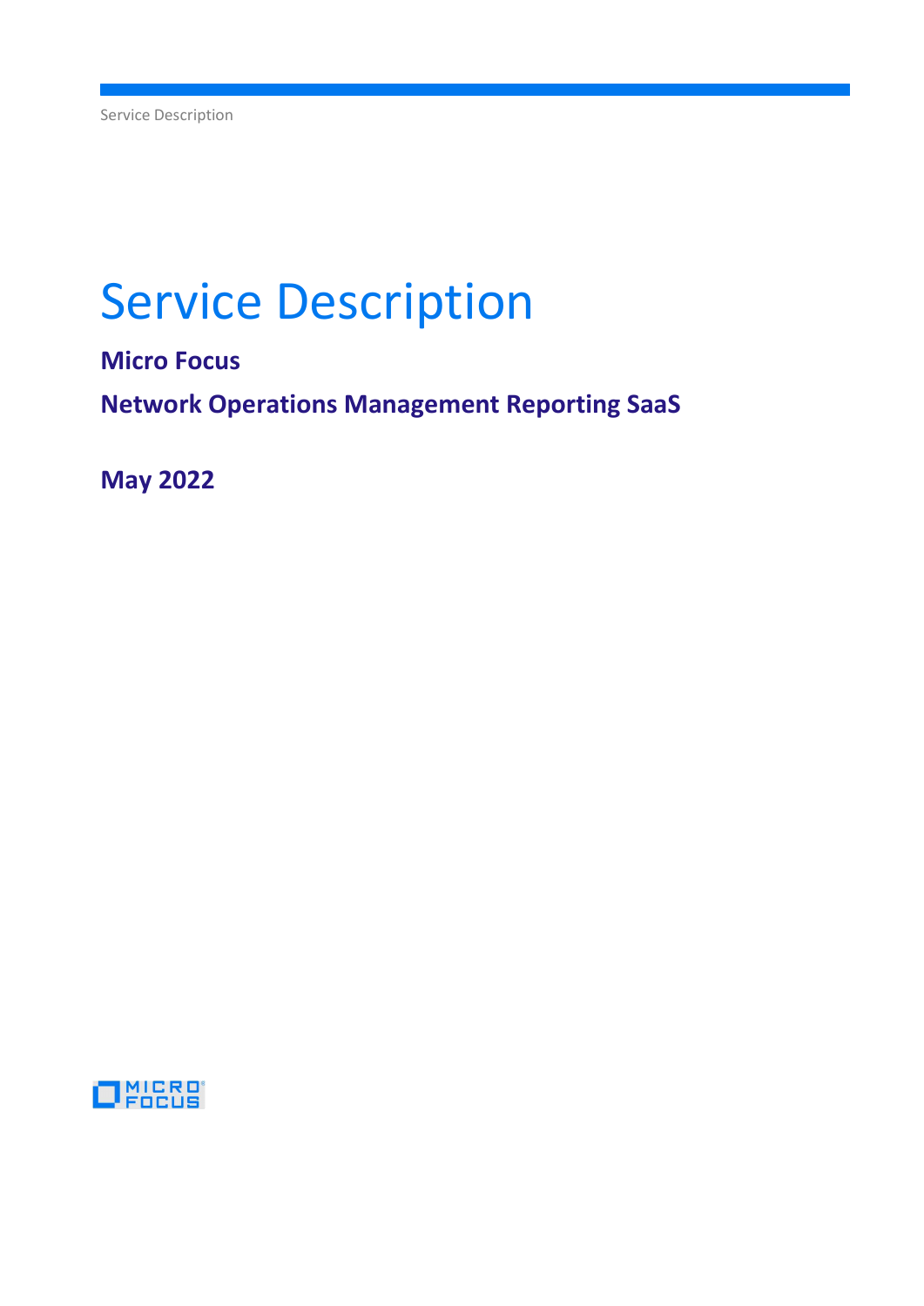# Service Description

**Micro Focus**

**Network Operations Management Reporting SaaS**

**May 2022**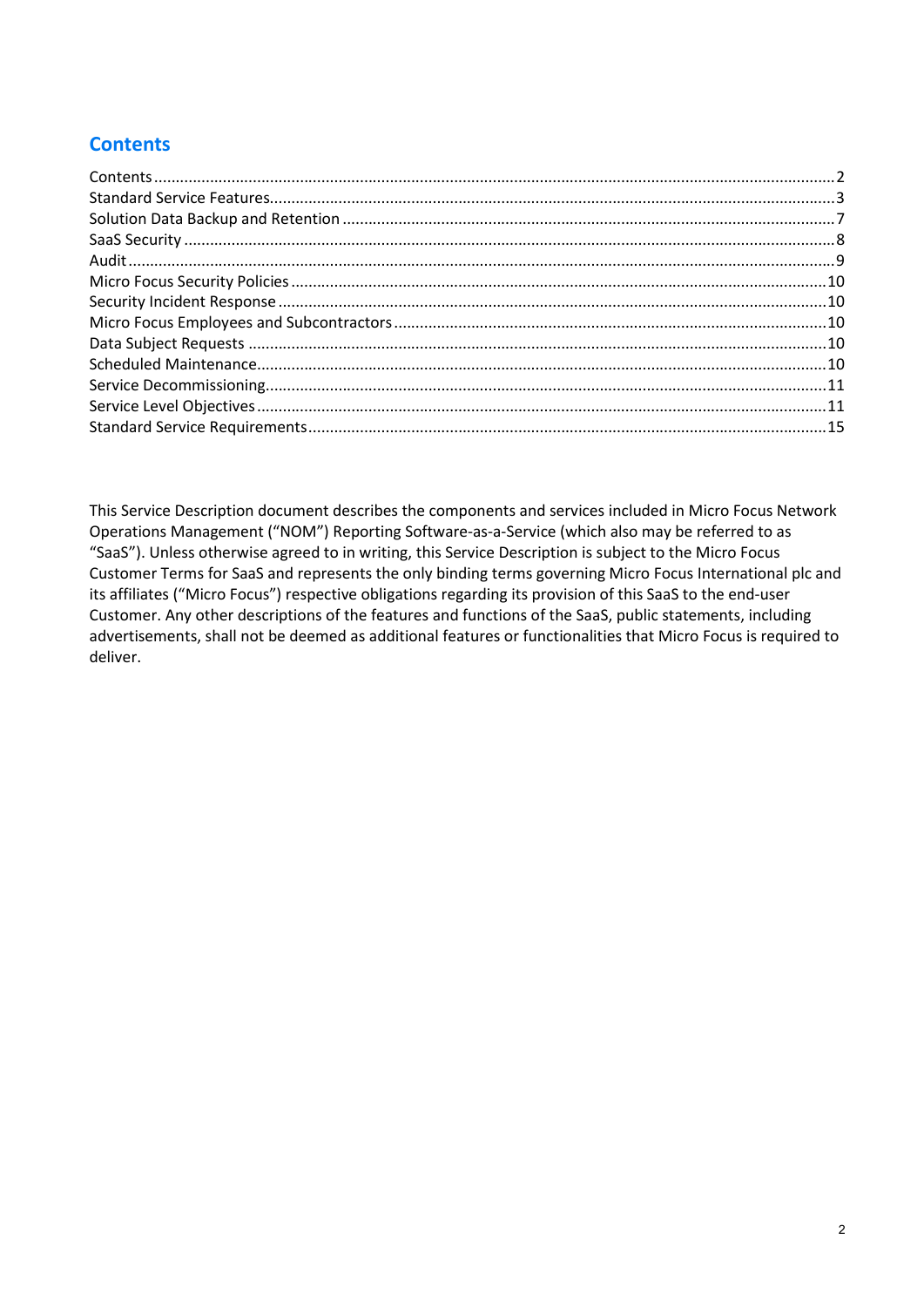## Contents

Contents ..... 2
Standard Service Features ..... 3
Solution Data Backup and Retention ..... 7
SaaS Security ..... 8
Audit ..... 9
Micro Focus Security Policies ..... 10
Security Incident Response ..... 10
Micro Focus Employees and Subcontractors ..... 10
Data Subject Requests ..... 10
Scheduled Maintenance ..... 10
Service Decommissioning ..... 11
Service Level Objectives ..... 11
Standard Service Requirements ..... 15

This Service Description document describes the components and services included in Micro Focus Network Operations Management ("NOM") Reporting Software-as-a-Service (which also may be referred to as "SaaS"). Unless otherwise agreed to in writing, this Service Description is subject to the Micro Focus Customer Terms for SaaS and represents the only binding terms governing Micro Focus International plc and its affiliates ("Micro Focus") respective obligations regarding its provision of this SaaS to the end-user Customer. Any other descriptions of the features and functions of the SaaS, public statements, including advertisements, shall not be deemed as additional features or functionalities that Micro Focus is required to deliver.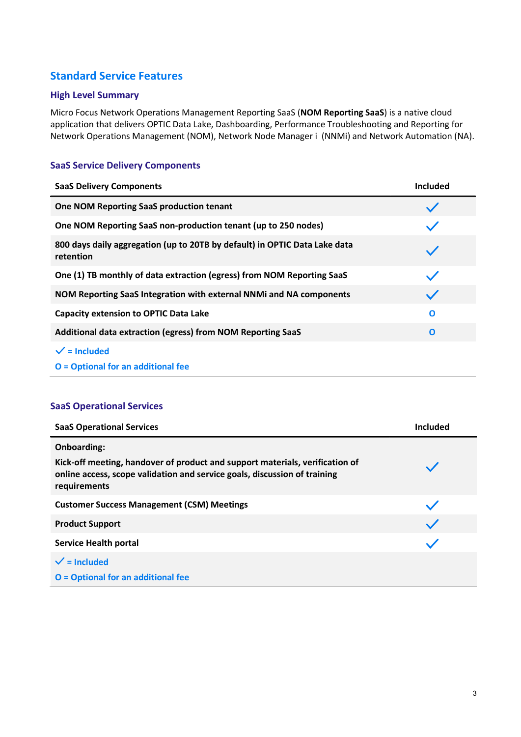# Standard Service Features

## High Level Summary

Micro Focus Network Operations Management Reporting SaaS (**NOM Reporting SaaS**) is a native cloud application that delivers OPTIC Data Lake, Dashboarding, Performance Troubleshooting and Reporting for Network Operations Management (NOM), Network Node Manager i (NNMi) and Network Automation (NA).

## SaaS Service Delivery Components

| SaaS Delivery Components | Included |
|---|---|
| One NOM Reporting SaaS production tenant | ✓ |
| One NOM Reporting SaaS non-production tenant (up to 250 nodes) | ✓ |
| 800 days daily aggregation (up to 20TB by default) in OPTIC Data Lake data retention | ✓ |
| One (1) TB monthly of data extraction (egress) from NOM Reporting SaaS | ✓ |
| NOM Reporting SaaS Integration with external NNMi and NA components | ✓ |
| Capacity extension to OPTIC Data Lake | O |
| Additional data extraction (egress) from NOM Reporting SaaS | O |

✓ = Included

O = Optional for an additional fee

## SaaS Operational Services

| SaaS Operational Services | Included |
|---|---|
| **Onboarding:** Kick-off meeting, handover of product and support materials, verification of online access, scope validation and service goals, discussion of training requirements | ✓ |
| Customer Success Management (CSM) Meetings | ✓ |
| Product Support | ✓ |
| Service Health portal | ✓ |

✓ = Included

O = Optional for an additional fee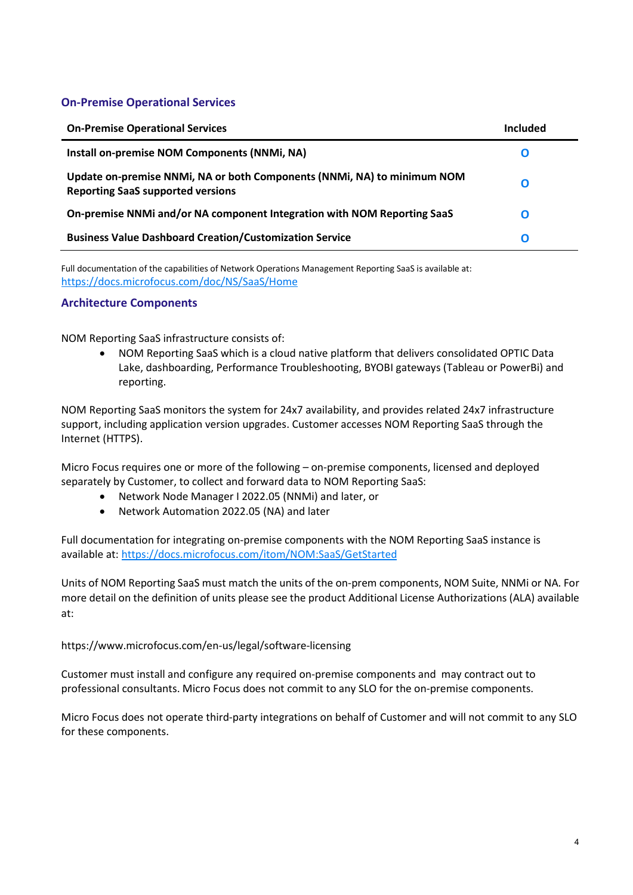## On-Premise Operational Services

| On-Premise Operational Services | Included |
|---|---|
| **Install on-premise NOM Components (NNMi, NA)** | O |
| **Update on-premise NNMi, NA or both Components (NNMi, NA) to minimum NOM Reporting SaaS supported versions** | O |
| **On-premise NNMi and/or NA component Integration with NOM Reporting SaaS** | O |
| **Business Value Dashboard Creation/Customization Service** | O |

Full documentation of the capabilities of Network Operations Management Reporting SaaS is available at: https://docs.microfocus.com/doc/NS/SaaS/Home

## Architecture Components

NOM Reporting SaaS infrastructure consists of:

- NOM Reporting SaaS which is a cloud native platform that delivers consolidated OPTIC Data Lake, dashboarding, Performance Troubleshooting, BYOBI gateways (Tableau or PowerBi) and reporting.

NOM Reporting SaaS monitors the system for 24x7 availability, and provides related 24x7 infrastructure support, including application version upgrades. Customer accesses NOM Reporting SaaS through the Internet (HTTPS).

Micro Focus requires one or more of the following – on-premise components, licensed and deployed separately by Customer, to collect and forward data to NOM Reporting SaaS:

- Network Node Manager I 2022.05 (NNMi) and later, or
- Network Automation 2022.05 (NA) and later

Full documentation for integrating on-premise components with the NOM Reporting SaaS instance is available at: https://docs.microfocus.com/itom/NOM:SaaS/GetStarted

Units of NOM Reporting SaaS must match the units of the on-prem components, NOM Suite, NNMi or NA. For more detail on the definition of units please see the product Additional License Authorizations (ALA) available at:

https://www.microfocus.com/en-us/legal/software-licensing

Customer must install and configure any required on-premise components and may contract out to professional consultants. Micro Focus does not commit to any SLO for the on-premise components.

Micro Focus does not operate third-party integrations on behalf of Customer and will not commit to any SLO for these components.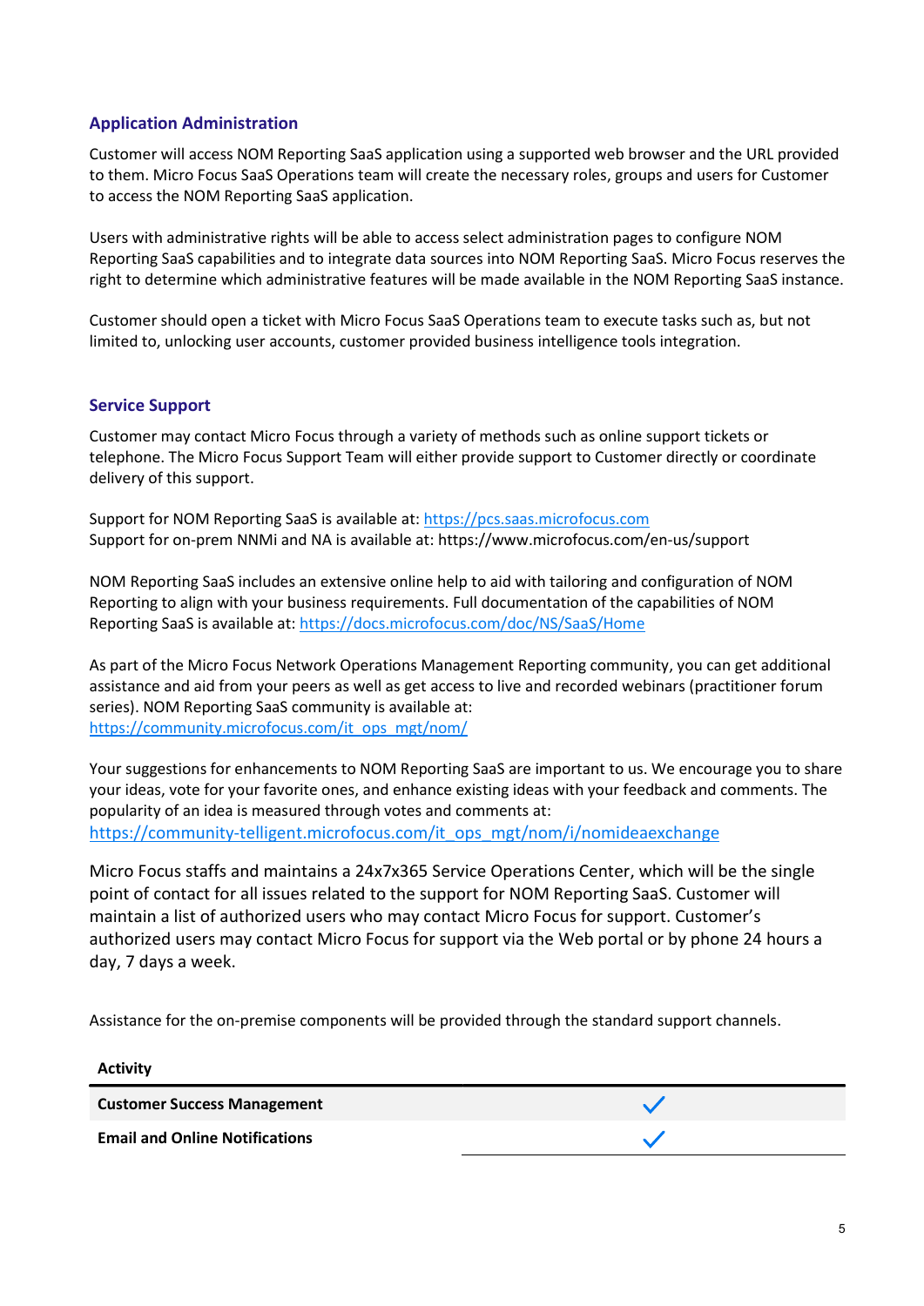## Application Administration

Customer will access NOM Reporting SaaS application using a supported web browser and the URL provided to them. Micro Focus SaaS Operations team will create the necessary roles, groups and users for Customer to access the NOM Reporting SaaS application.

Users with administrative rights will be able to access select administration pages to configure NOM Reporting SaaS capabilities and to integrate data sources into NOM Reporting SaaS. Micro Focus reserves the right to determine which administrative features will be made available in the NOM Reporting SaaS instance.

Customer should open a ticket with Micro Focus SaaS Operations team to execute tasks such as, but not limited to, unlocking user accounts, customer provided business intelligence tools integration.

## Service Support

Customer may contact Micro Focus through a variety of methods such as online support tickets or telephone. The Micro Focus Support Team will either provide support to Customer directly or coordinate delivery of this support.

Support for NOM Reporting SaaS is available at: https://pcs.saas.microfocus.com
Support for on-prem NNMi and NA is available at: https://www.microfocus.com/en-us/support

NOM Reporting SaaS includes an extensive online help to aid with tailoring and configuration of NOM Reporting to align with your business requirements. Full documentation of the capabilities of NOM Reporting SaaS is available at: https://docs.microfocus.com/doc/NS/SaaS/Home

As part of the Micro Focus Network Operations Management Reporting community, you can get additional assistance and aid from your peers as well as get access to live and recorded webinars (practitioner forum series). NOM Reporting SaaS community is available at:
https://community.microfocus.com/it_ops_mgt/nom/

Your suggestions for enhancements to NOM Reporting SaaS are important to us. We encourage you to share your ideas, vote for your favorite ones, and enhance existing ideas with your feedback and comments. The popularity of an idea is measured through votes and comments at:
https://community-telligent.microfocus.com/it_ops_mgt/nom/i/nomideaexchange

Micro Focus staffs and maintains a 24x7x365 Service Operations Center, which will be the single point of contact for all issues related to the support for NOM Reporting SaaS. Customer will maintain a list of authorized users who may contact Micro Focus for support. Customer's authorized users may contact Micro Focus for support via the Web portal or by phone 24 hours a day, 7 days a week.

Assistance for the on-premise components will be provided through the standard support channels.

| Activity | |
|---|---|
| **Customer Success Management** | ✓ |
| **Email and Online Notifications** | ✓ |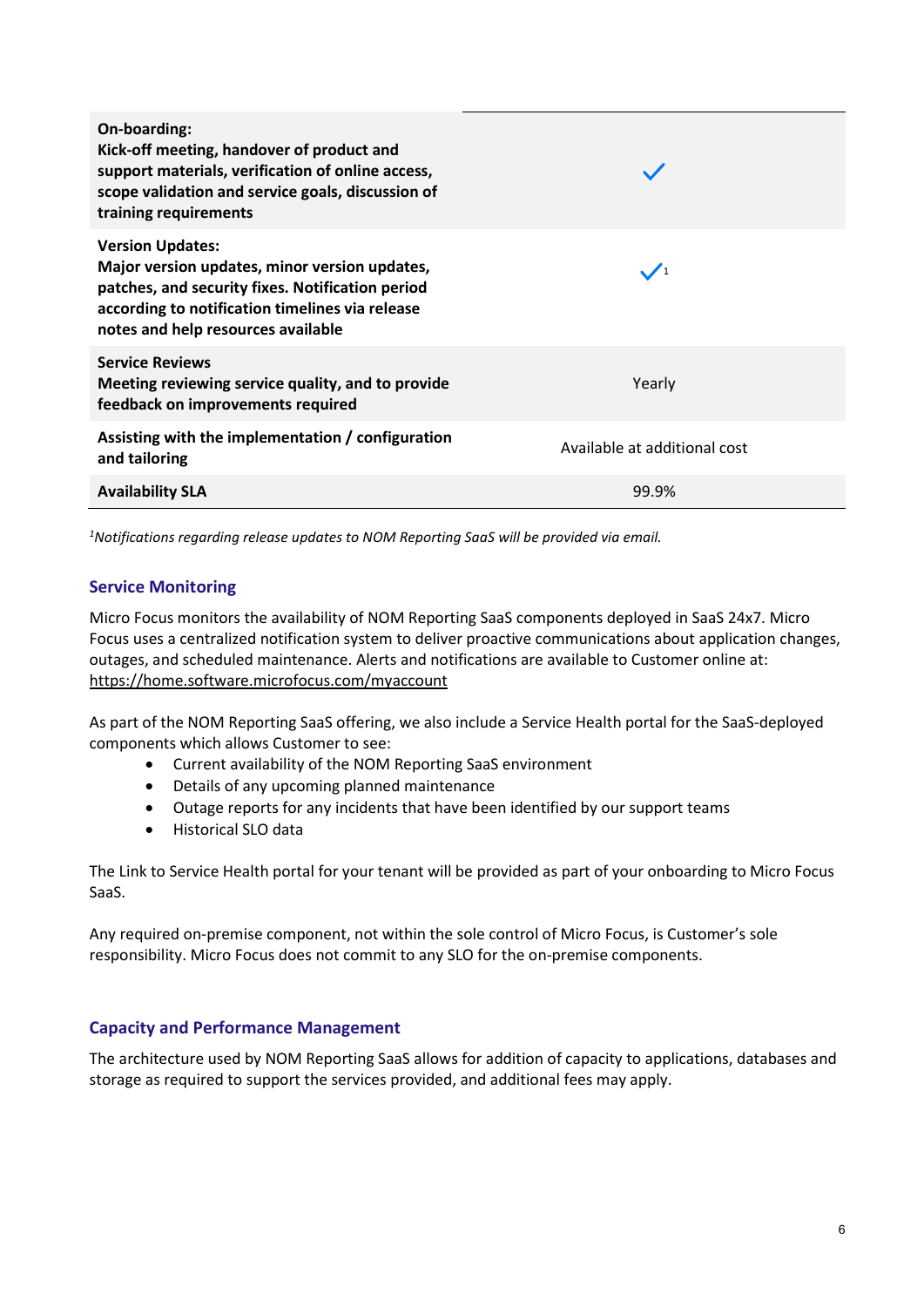| | |
|---|---|
| **On-boarding:**<br>**Kick-off meeting, handover of product and support materials, verification of online access, scope validation and service goals, discussion of training requirements** | ✓ |
| **Version Updates:**<br>**Major version updates, minor version updates, patches, and security fixes. Notification period according to notification timelines via release notes and help resources available** | ✓[1] |
| **Service Reviews**<br>**Meeting reviewing service quality, and to provide feedback on improvements required** | Yearly |
| **Assisting with the implementation / configuration and tailoring** | Available at additional cost |
| **Availability SLA** | 99.9% |

*[1]Notifications regarding release updates to NOM Reporting SaaS will be provided via email.*

### Service Monitoring

Micro Focus monitors the availability of NOM Reporting SaaS components deployed in SaaS 24x7. Micro Focus uses a centralized notification system to deliver proactive communications about application changes, outages, and scheduled maintenance. Alerts and notifications are available to Customer online at: https://home.software.microfocus.com/myaccount

As part of the NOM Reporting SaaS offering, we also include a Service Health portal for the SaaS-deployed components which allows Customer to see:

- Current availability of the NOM Reporting SaaS environment
- Details of any upcoming planned maintenance
- Outage reports for any incidents that have been identified by our support teams
- Historical SLO data

The Link to Service Health portal for your tenant will be provided as part of your onboarding to Micro Focus SaaS.

Any required on-premise component, not within the sole control of Micro Focus, is Customer's sole responsibility. Micro Focus does not commit to any SLO for the on-premise components.

### Capacity and Performance Management

The architecture used by NOM Reporting SaaS allows for addition of capacity to applications, databases and storage as required to support the services provided, and additional fees may apply.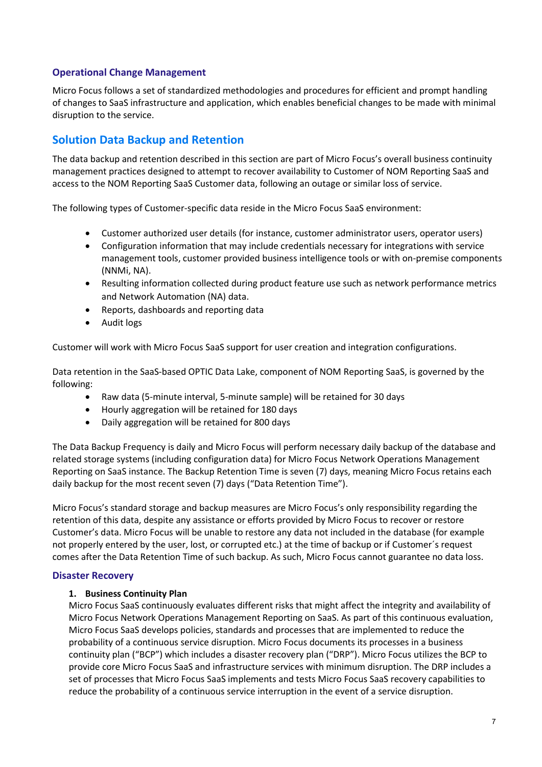### Operational Change Management

Micro Focus follows a set of standardized methodologies and procedures for efficient and prompt handling of changes to SaaS infrastructure and application, which enables beneficial changes to be made with minimal disruption to the service.

## Solution Data Backup and Retention

The data backup and retention described in this section are part of Micro Focus's overall business continuity management practices designed to attempt to recover availability to Customer of NOM Reporting SaaS and access to the NOM Reporting SaaS Customer data, following an outage or similar loss of service.

The following types of Customer-specific data reside in the Micro Focus SaaS environment:

- Customer authorized user details (for instance, customer administrator users, operator users)
- Configuration information that may include credentials necessary for integrations with service management tools, customer provided business intelligence tools or with on-premise components (NNMi, NA).
- Resulting information collected during product feature use such as network performance metrics and Network Automation (NA) data.
- Reports, dashboards and reporting data
- Audit logs

Customer will work with Micro Focus SaaS support for user creation and integration configurations.

Data retention in the SaaS-based OPTIC Data Lake, component of NOM Reporting SaaS, is governed by the following:

- Raw data (5-minute interval, 5-minute sample) will be retained for 30 days
- Hourly aggregation will be retained for 180 days
- Daily aggregation will be retained for 800 days

The Data Backup Frequency is daily and Micro Focus will perform necessary daily backup of the database and related storage systems (including configuration data) for Micro Focus Network Operations Management Reporting on SaaS instance. The Backup Retention Time is seven (7) days, meaning Micro Focus retains each daily backup for the most recent seven (7) days ("Data Retention Time").

Micro Focus's standard storage and backup measures are Micro Focus's only responsibility regarding the retention of this data, despite any assistance or efforts provided by Micro Focus to recover or restore Customer's data. Micro Focus will be unable to restore any data not included in the database (for example not properly entered by the user, lost, or corrupted etc.) at the time of backup or if Customer´s request comes after the Data Retention Time of such backup. As such, Micro Focus cannot guarantee no data loss.

### Disaster Recovery

**1. Business Continuity Plan**

Micro Focus SaaS continuously evaluates different risks that might affect the integrity and availability of Micro Focus Network Operations Management Reporting on SaaS. As part of this continuous evaluation, Micro Focus SaaS develops policies, standards and processes that are implemented to reduce the probability of a continuous service disruption. Micro Focus documents its processes in a business continuity plan ("BCP") which includes a disaster recovery plan ("DRP"). Micro Focus utilizes the BCP to provide core Micro Focus SaaS and infrastructure services with minimum disruption. The DRP includes a set of processes that Micro Focus SaaS implements and tests Micro Focus SaaS recovery capabilities to reduce the probability of a continuous service interruption in the event of a service disruption.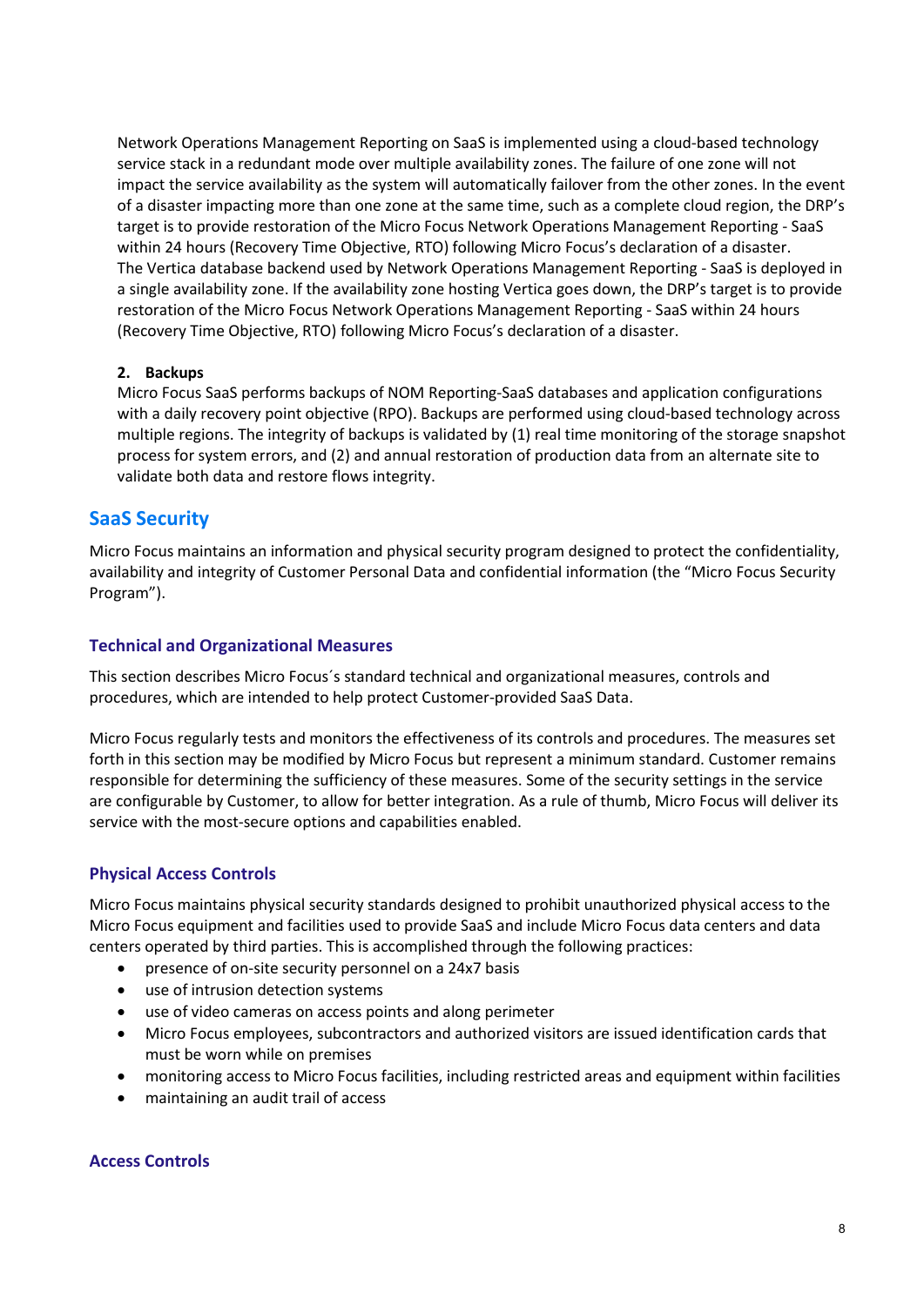Network Operations Management Reporting on SaaS is implemented using a cloud-based technology service stack in a redundant mode over multiple availability zones. The failure of one zone will not impact the service availability as the system will automatically failover from the other zones. In the event of a disaster impacting more than one zone at the same time, such as a complete cloud region, the DRP's target is to provide restoration of the Micro Focus Network Operations Management Reporting - SaaS within 24 hours (Recovery Time Objective, RTO) following Micro Focus's declaration of a disaster.
The Vertica database backend used by Network Operations Management Reporting - SaaS is deployed in a single availability zone. If the availability zone hosting Vertica goes down, the DRP's target is to provide restoration of the Micro Focus Network Operations Management Reporting - SaaS within 24 hours (Recovery Time Objective, RTO) following Micro Focus's declaration of a disaster.

**2. Backups**

Micro Focus SaaS performs backups of NOM Reporting-SaaS databases and application configurations with a daily recovery point objective (RPO). Backups are performed using cloud-based technology across multiple regions. The integrity of backups is validated by (1) real time monitoring of the storage snapshot process for system errors, and (2) and annual restoration of production data from an alternate site to validate both data and restore flows integrity.

## SaaS Security

Micro Focus maintains an information and physical security program designed to protect the confidentiality, availability and integrity of Customer Personal Data and confidential information (the "Micro Focus Security Program").

### Technical and Organizational Measures

This section describes Micro Focus´s standard technical and organizational measures, controls and procedures, which are intended to help protect Customer-provided SaaS Data.

Micro Focus regularly tests and monitors the effectiveness of its controls and procedures. The measures set forth in this section may be modified by Micro Focus but represent a minimum standard. Customer remains responsible for determining the sufficiency of these measures. Some of the security settings in the service are configurable by Customer, to allow for better integration. As a rule of thumb, Micro Focus will deliver its service with the most-secure options and capabilities enabled.

### Physical Access Controls

Micro Focus maintains physical security standards designed to prohibit unauthorized physical access to the Micro Focus equipment and facilities used to provide SaaS and include Micro Focus data centers and data centers operated by third parties. This is accomplished through the following practices:

- presence of on-site security personnel on a 24x7 basis
- use of intrusion detection systems
- use of video cameras on access points and along perimeter
- Micro Focus employees, subcontractors and authorized visitors are issued identification cards that must be worn while on premises
- monitoring access to Micro Focus facilities, including restricted areas and equipment within facilities
- maintaining an audit trail of access

### Access Controls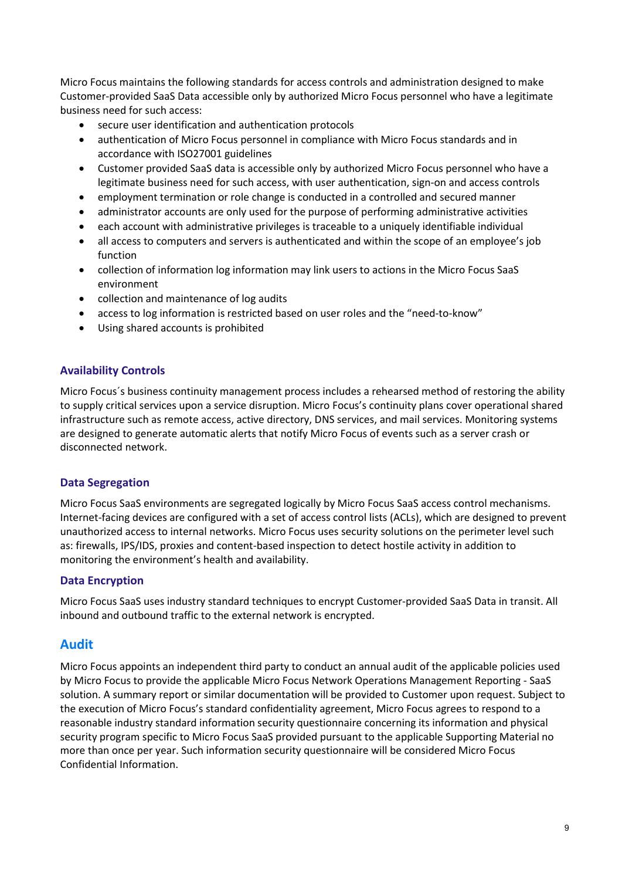Micro Focus maintains the following standards for access controls and administration designed to make Customer-provided SaaS Data accessible only by authorized Micro Focus personnel who have a legitimate business need for such access:

- secure user identification and authentication protocols
- authentication of Micro Focus personnel in compliance with Micro Focus standards and in accordance with ISO27001 guidelines
- Customer provided SaaS data is accessible only by authorized Micro Focus personnel who have a legitimate business need for such access, with user authentication, sign-on and access controls
- employment termination or role change is conducted in a controlled and secured manner
- administrator accounts are only used for the purpose of performing administrative activities
- each account with administrative privileges is traceable to a uniquely identifiable individual
- all access to computers and servers is authenticated and within the scope of an employee's job function
- collection of information log information may link users to actions in the Micro Focus SaaS environment
- collection and maintenance of log audits
- access to log information is restricted based on user roles and the "need-to-know"
- Using shared accounts is prohibited

### Availability Controls

Micro Focus´s business continuity management process includes a rehearsed method of restoring the ability to supply critical services upon a service disruption. Micro Focus's continuity plans cover operational shared infrastructure such as remote access, active directory, DNS services, and mail services. Monitoring systems are designed to generate automatic alerts that notify Micro Focus of events such as a server crash or disconnected network.

### Data Segregation

Micro Focus SaaS environments are segregated logically by Micro Focus SaaS access control mechanisms. Internet-facing devices are configured with a set of access control lists (ACLs), which are designed to prevent unauthorized access to internal networks. Micro Focus uses security solutions on the perimeter level such as: firewalls, IPS/IDS, proxies and content-based inspection to detect hostile activity in addition to monitoring the environment's health and availability.

### Data Encryption

Micro Focus SaaS uses industry standard techniques to encrypt Customer-provided SaaS Data in transit. All inbound and outbound traffic to the external network is encrypted.

## Audit

Micro Focus appoints an independent third party to conduct an annual audit of the applicable policies used by Micro Focus to provide the applicable Micro Focus Network Operations Management Reporting - SaaS solution. A summary report or similar documentation will be provided to Customer upon request. Subject to the execution of Micro Focus's standard confidentiality agreement, Micro Focus agrees to respond to a reasonable industry standard information security questionnaire concerning its information and physical security program specific to Micro Focus SaaS provided pursuant to the applicable Supporting Material no more than once per year. Such information security questionnaire will be considered Micro Focus Confidential Information.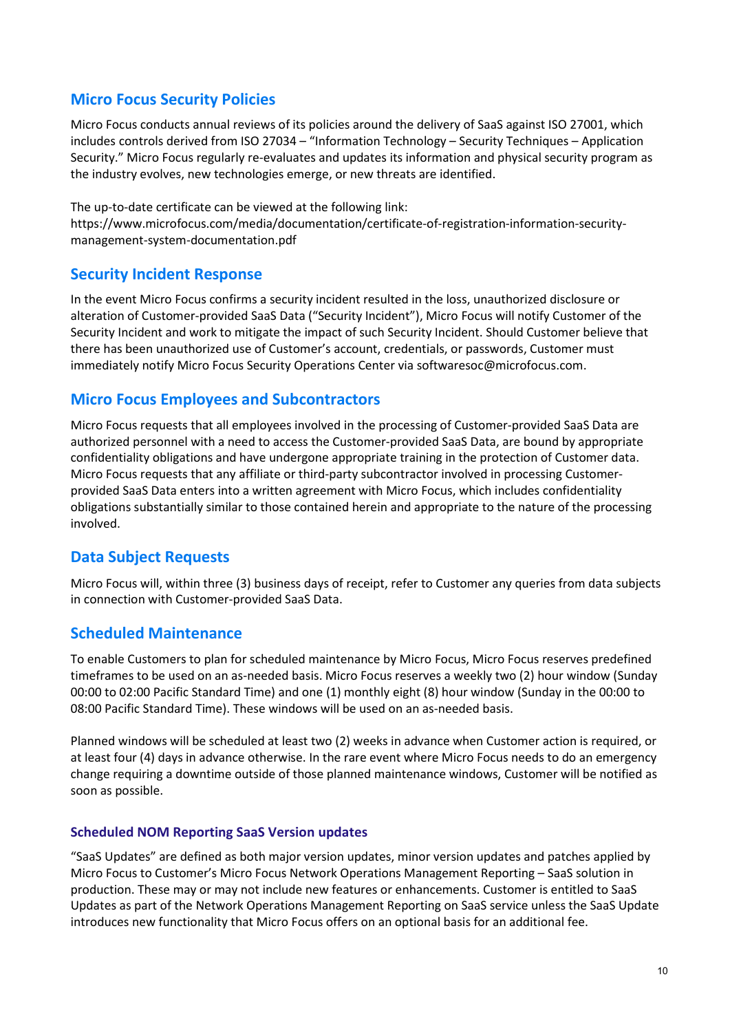## Micro Focus Security Policies

Micro Focus conducts annual reviews of its policies around the delivery of SaaS against ISO 27001, which includes controls derived from ISO 27034 – "Information Technology – Security Techniques – Application Security." Micro Focus regularly re-evaluates and updates its information and physical security program as the industry evolves, new technologies emerge, or new threats are identified.

The up-to-date certificate can be viewed at the following link:
https://www.microfocus.com/media/documentation/certificate-of-registration-information-security-management-system-documentation.pdf

## Security Incident Response

In the event Micro Focus confirms a security incident resulted in the loss, unauthorized disclosure or alteration of Customer-provided SaaS Data ("Security Incident"), Micro Focus will notify Customer of the Security Incident and work to mitigate the impact of such Security Incident. Should Customer believe that there has been unauthorized use of Customer's account, credentials, or passwords, Customer must immediately notify Micro Focus Security Operations Center via softwaresoc@microfocus.com.

## Micro Focus Employees and Subcontractors

Micro Focus requests that all employees involved in the processing of Customer-provided SaaS Data are authorized personnel with a need to access the Customer-provided SaaS Data, are bound by appropriate confidentiality obligations and have undergone appropriate training in the protection of Customer data. Micro Focus requests that any affiliate or third-party subcontractor involved in processing Customer-provided SaaS Data enters into a written agreement with Micro Focus, which includes confidentiality obligations substantially similar to those contained herein and appropriate to the nature of the processing involved.

## Data Subject Requests

Micro Focus will, within three (3) business days of receipt, refer to Customer any queries from data subjects in connection with Customer-provided SaaS Data.

## Scheduled Maintenance

To enable Customers to plan for scheduled maintenance by Micro Focus, Micro Focus reserves predefined timeframes to be used on an as-needed basis. Micro Focus reserves a weekly two (2) hour window (Sunday 00:00 to 02:00 Pacific Standard Time) and one (1) monthly eight (8) hour window (Sunday in the 00:00 to 08:00 Pacific Standard Time). These windows will be used on an as-needed basis.

Planned windows will be scheduled at least two (2) weeks in advance when Customer action is required, or at least four (4) days in advance otherwise. In the rare event where Micro Focus needs to do an emergency change requiring a downtime outside of those planned maintenance windows, Customer will be notified as soon as possible.

### Scheduled NOM Reporting SaaS Version updates

"SaaS Updates" are defined as both major version updates, minor version updates and patches applied by Micro Focus to Customer's Micro Focus Network Operations Management Reporting – SaaS solution in production. These may or may not include new features or enhancements. Customer is entitled to SaaS Updates as part of the Network Operations Management Reporting on SaaS service unless the SaaS Update introduces new functionality that Micro Focus offers on an optional basis for an additional fee.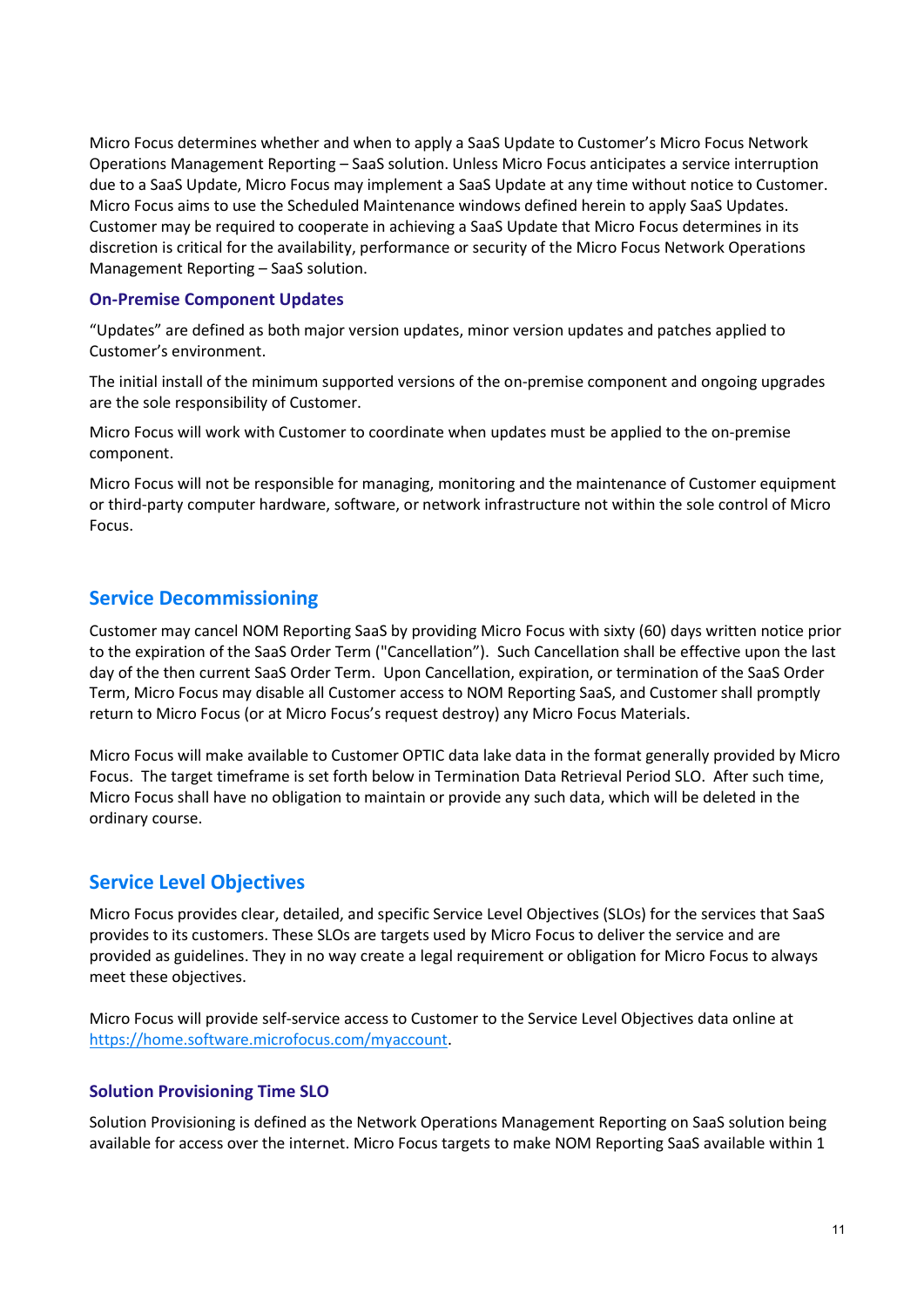Micro Focus determines whether and when to apply a SaaS Update to Customer's Micro Focus Network Operations Management Reporting – SaaS solution. Unless Micro Focus anticipates a service interruption due to a SaaS Update, Micro Focus may implement a SaaS Update at any time without notice to Customer. Micro Focus aims to use the Scheduled Maintenance windows defined herein to apply SaaS Updates. Customer may be required to cooperate in achieving a SaaS Update that Micro Focus determines in its discretion is critical for the availability, performance or security of the Micro Focus Network Operations Management Reporting – SaaS solution.

### On-Premise Component Updates

"Updates" are defined as both major version updates, minor version updates and patches applied to Customer's environment.

The initial install of the minimum supported versions of the on-premise component and ongoing upgrades are the sole responsibility of Customer.

Micro Focus will work with Customer to coordinate when updates must be applied to the on-premise component.

Micro Focus will not be responsible for managing, monitoring and the maintenance of Customer equipment or third-party computer hardware, software, or network infrastructure not within the sole control of Micro Focus.

## Service Decommissioning

Customer may cancel NOM Reporting SaaS by providing Micro Focus with sixty (60) days written notice prior to the expiration of the SaaS Order Term ("Cancellation"). Such Cancellation shall be effective upon the last day of the then current SaaS Order Term. Upon Cancellation, expiration, or termination of the SaaS Order Term, Micro Focus may disable all Customer access to NOM Reporting SaaS, and Customer shall promptly return to Micro Focus (or at Micro Focus's request destroy) any Micro Focus Materials.

Micro Focus will make available to Customer OPTIC data lake data in the format generally provided by Micro Focus. The target timeframe is set forth below in Termination Data Retrieval Period SLO. After such time, Micro Focus shall have no obligation to maintain or provide any such data, which will be deleted in the ordinary course.

## Service Level Objectives

Micro Focus provides clear, detailed, and specific Service Level Objectives (SLOs) for the services that SaaS provides to its customers. These SLOs are targets used by Micro Focus to deliver the service and are provided as guidelines. They in no way create a legal requirement or obligation for Micro Focus to always meet these objectives.

Micro Focus will provide self-service access to Customer to the Service Level Objectives data online at https://home.software.microfocus.com/myaccount.

### Solution Provisioning Time SLO

Solution Provisioning is defined as the Network Operations Management Reporting on SaaS solution being available for access over the internet. Micro Focus targets to make NOM Reporting SaaS available within 1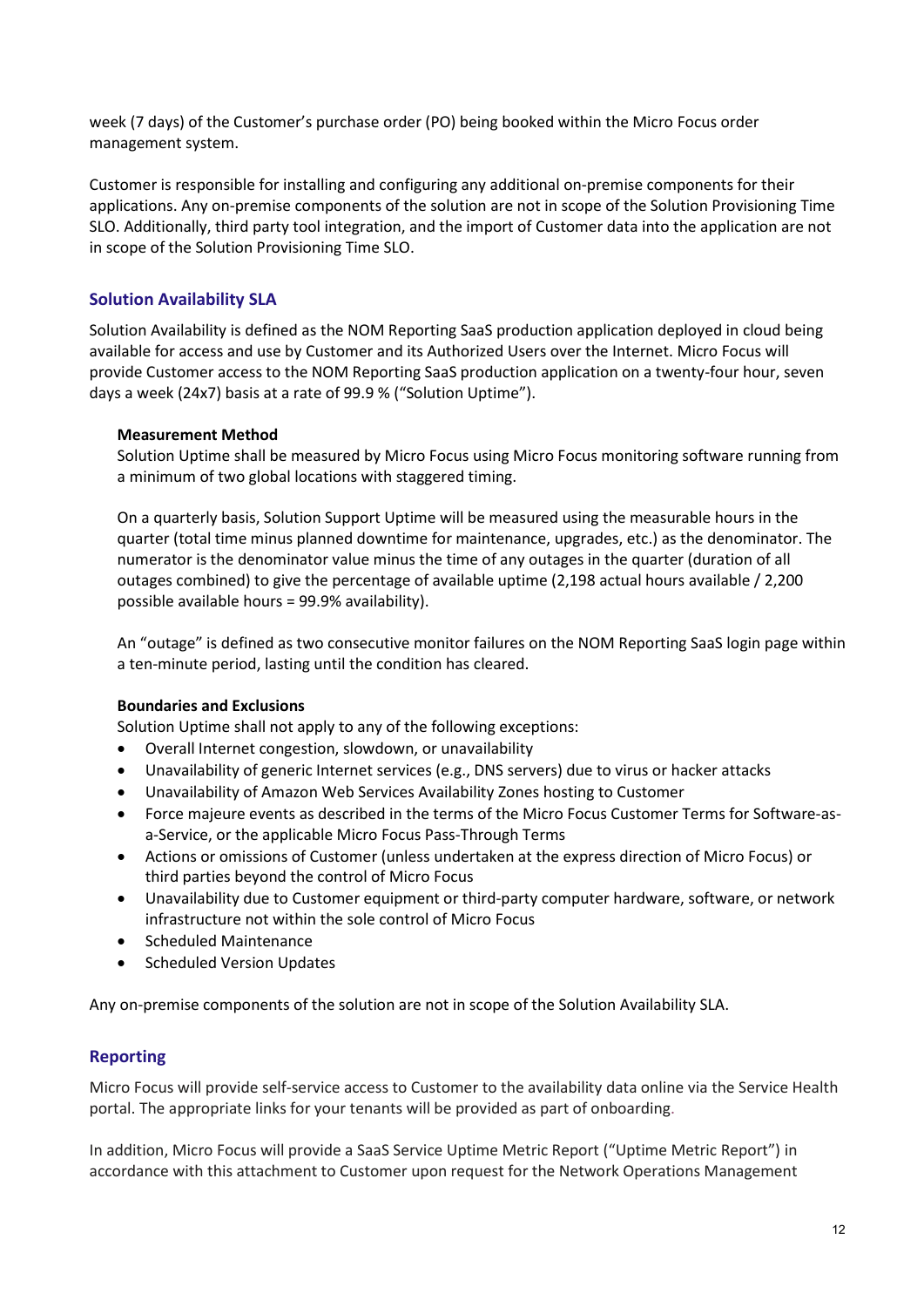week (7 days) of the Customer's purchase order (PO) being booked within the Micro Focus order management system.

Customer is responsible for installing and configuring any additional on-premise components for their applications. Any on-premise components of the solution are not in scope of the Solution Provisioning Time SLO. Additionally, third party tool integration, and the import of Customer data into the application are not in scope of the Solution Provisioning Time SLO.

## Solution Availability SLA

Solution Availability is defined as the NOM Reporting SaaS production application deployed in cloud being available for access and use by Customer and its Authorized Users over the Internet. Micro Focus will provide Customer access to the NOM Reporting SaaS production application on a twenty-four hour, seven days a week (24x7) basis at a rate of 99.9 % ("Solution Uptime").

**Measurement Method**

Solution Uptime shall be measured by Micro Focus using Micro Focus monitoring software running from a minimum of two global locations with staggered timing.

On a quarterly basis, Solution Support Uptime will be measured using the measurable hours in the quarter (total time minus planned downtime for maintenance, upgrades, etc.) as the denominator. The numerator is the denominator value minus the time of any outages in the quarter (duration of all outages combined) to give the percentage of available uptime (2,198 actual hours available / 2,200 possible available hours = 99.9% availability).

An "outage" is defined as two consecutive monitor failures on the NOM Reporting SaaS login page within a ten-minute period, lasting until the condition has cleared.

**Boundaries and Exclusions**

Solution Uptime shall not apply to any of the following exceptions:

- Overall Internet congestion, slowdown, or unavailability
- Unavailability of generic Internet services (e.g., DNS servers) due to virus or hacker attacks
- Unavailability of Amazon Web Services Availability Zones hosting to Customer
- Force majeure events as described in the terms of the Micro Focus Customer Terms for Software-as-a-Service, or the applicable Micro Focus Pass-Through Terms
- Actions or omissions of Customer (unless undertaken at the express direction of Micro Focus) or third parties beyond the control of Micro Focus
- Unavailability due to Customer equipment or third-party computer hardware, software, or network infrastructure not within the sole control of Micro Focus
- Scheduled Maintenance
- Scheduled Version Updates

Any on-premise components of the solution are not in scope of the Solution Availability SLA.

## Reporting

Micro Focus will provide self-service access to Customer to the availability data online via the Service Health portal. The appropriate links for your tenants will be provided as part of onboarding.

In addition, Micro Focus will provide a SaaS Service Uptime Metric Report ("Uptime Metric Report") in accordance with this attachment to Customer upon request for the Network Operations Management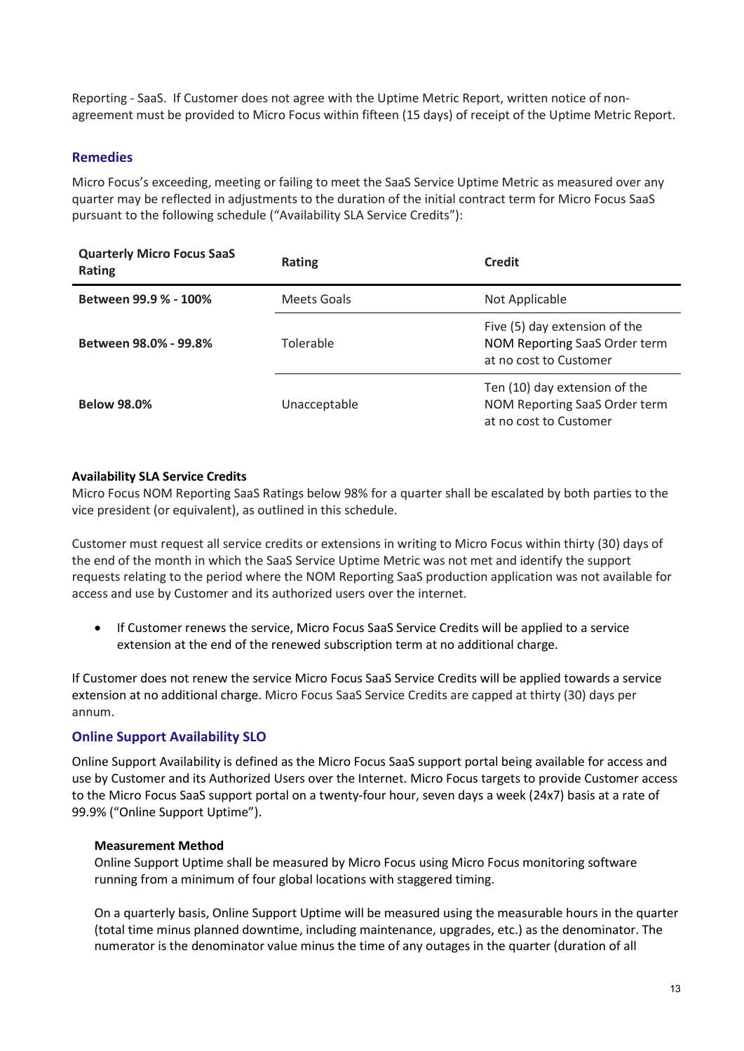Reporting - SaaS. If Customer does not agree with the Uptime Metric Report, written notice of non-agreement must be provided to Micro Focus within fifteen (15 days) of receipt of the Uptime Metric Report.

## Remedies

Micro Focus's exceeding, meeting or failing to meet the SaaS Service Uptime Metric as measured over any quarter may be reflected in adjustments to the duration of the initial contract term for Micro Focus SaaS pursuant to the following schedule ("Availability SLA Service Credits"):

| Quarterly Micro Focus SaaS Rating | Rating | Credit |
|---|---|---|
| **Between 99.9 % - 100%** | Meets Goals | Not Applicable |
| **Between 98.0% - 99.8%** | Tolerable | Five (5) day extension of the NOM Reporting SaaS Order term at no cost to Customer |
| **Below 98.0%** | Unacceptable | Ten (10) day extension of the NOM Reporting SaaS Order term at no cost to Customer |

**Availability SLA Service Credits**

Micro Focus NOM Reporting SaaS Ratings below 98% for a quarter shall be escalated by both parties to the vice president (or equivalent), as outlined in this schedule.

Customer must request all service credits or extensions in writing to Micro Focus within thirty (30) days of the end of the month in which the SaaS Service Uptime Metric was not met and identify the support requests relating to the period where the NOM Reporting SaaS production application was not available for access and use by Customer and its authorized users over the internet.

- If Customer renews the service, Micro Focus SaaS Service Credits will be applied to a service extension at the end of the renewed subscription term at no additional charge.

If Customer does not renew the service Micro Focus SaaS Service Credits will be applied towards a service extension at no additional charge. Micro Focus SaaS Service Credits are capped at thirty (30) days per annum.

## Online Support Availability SLO

Online Support Availability is defined as the Micro Focus SaaS support portal being available for access and use by Customer and its Authorized Users over the Internet. Micro Focus targets to provide Customer access to the Micro Focus SaaS support portal on a twenty-four hour, seven days a week (24x7) basis at a rate of 99.9% ("Online Support Uptime").

**Measurement Method**

Online Support Uptime shall be measured by Micro Focus using Micro Focus monitoring software running from a minimum of four global locations with staggered timing.

On a quarterly basis, Online Support Uptime will be measured using the measurable hours in the quarter (total time minus planned downtime, including maintenance, upgrades, etc.) as the denominator. The numerator is the denominator value minus the time of any outages in the quarter (duration of all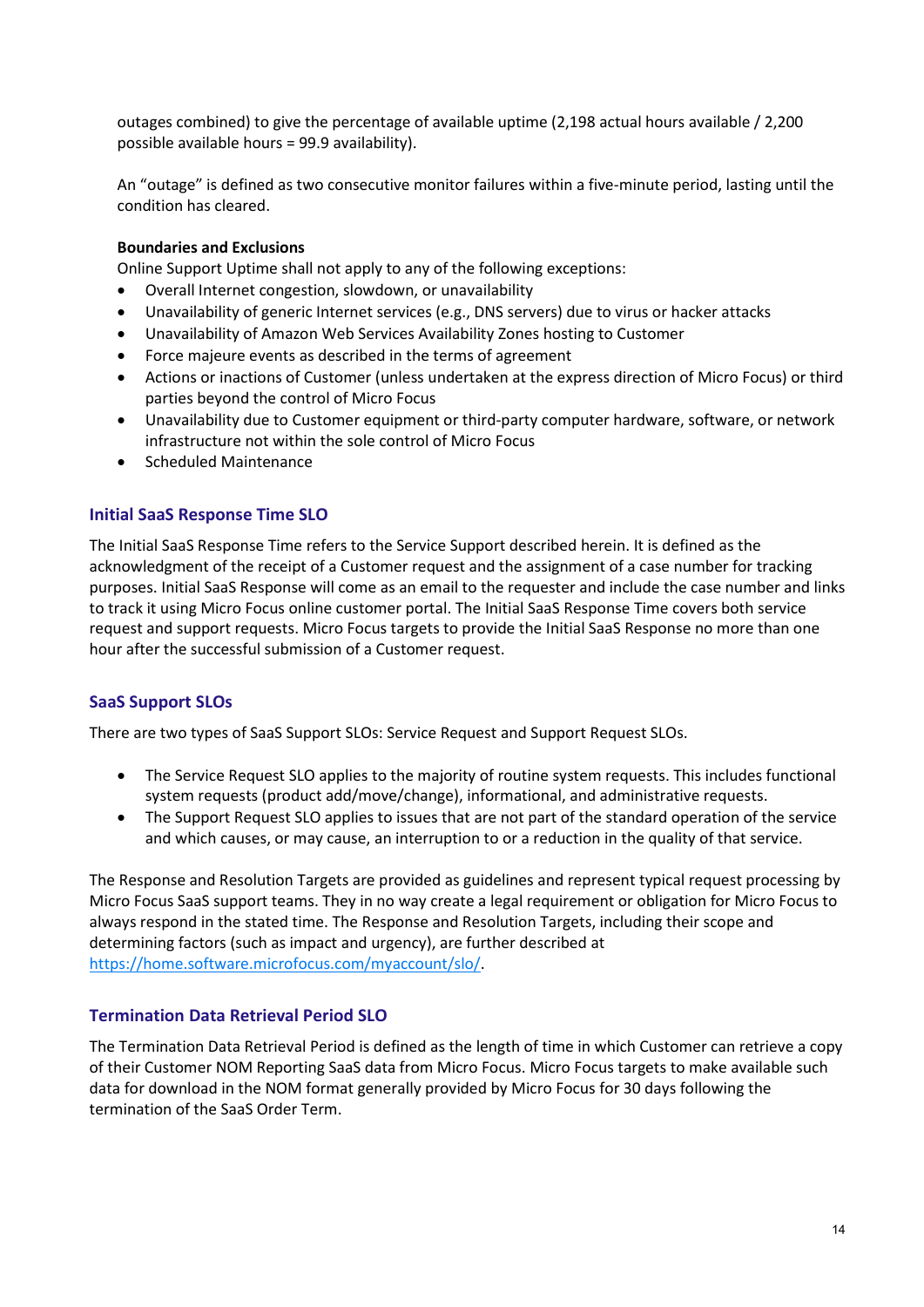outages combined) to give the percentage of available uptime (2,198 actual hours available / 2,200 possible available hours = 99.9 availability).

An "outage" is defined as two consecutive monitor failures within a five-minute period, lasting until the condition has cleared.

**Boundaries and Exclusions**

Online Support Uptime shall not apply to any of the following exceptions:

- Overall Internet congestion, slowdown, or unavailability
- Unavailability of generic Internet services (e.g., DNS servers) due to virus or hacker attacks
- Unavailability of Amazon Web Services Availability Zones hosting to Customer
- Force majeure events as described in the terms of agreement
- Actions or inactions of Customer (unless undertaken at the express direction of Micro Focus) or third parties beyond the control of Micro Focus
- Unavailability due to Customer equipment or third-party computer hardware, software, or network infrastructure not within the sole control of Micro Focus
- Scheduled Maintenance

### Initial SaaS Response Time SLO

The Initial SaaS Response Time refers to the Service Support described herein. It is defined as the acknowledgment of the receipt of a Customer request and the assignment of a case number for tracking purposes. Initial SaaS Response will come as an email to the requester and include the case number and links to track it using Micro Focus online customer portal. The Initial SaaS Response Time covers both service request and support requests. Micro Focus targets to provide the Initial SaaS Response no more than one hour after the successful submission of a Customer request.

### SaaS Support SLOs

There are two types of SaaS Support SLOs: Service Request and Support Request SLOs.

- The Service Request SLO applies to the majority of routine system requests. This includes functional system requests (product add/move/change), informational, and administrative requests.
- The Support Request SLO applies to issues that are not part of the standard operation of the service and which causes, or may cause, an interruption to or a reduction in the quality of that service.

The Response and Resolution Targets are provided as guidelines and represent typical request processing by Micro Focus SaaS support teams. They in no way create a legal requirement or obligation for Micro Focus to always respond in the stated time. The Response and Resolution Targets, including their scope and determining factors (such as impact and urgency), are further described at https://home.software.microfocus.com/myaccount/slo/.

### Termination Data Retrieval Period SLO

The Termination Data Retrieval Period is defined as the length of time in which Customer can retrieve a copy of their Customer NOM Reporting SaaS data from Micro Focus. Micro Focus targets to make available such data for download in the NOM format generally provided by Micro Focus for 30 days following the termination of the SaaS Order Term.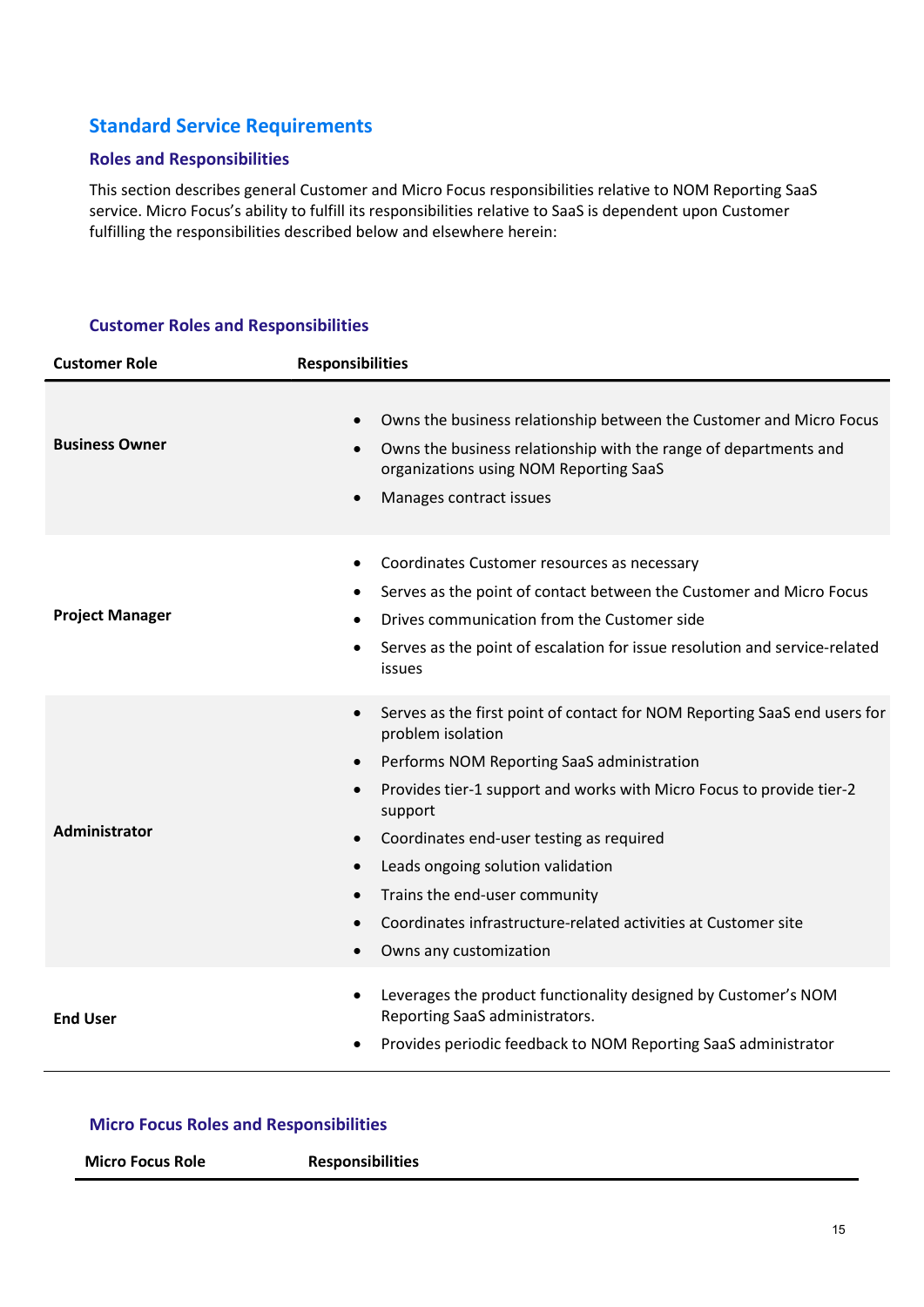## Standard Service Requirements

### Roles and Responsibilities

This section describes general Customer and Micro Focus responsibilities relative to NOM Reporting SaaS service. Micro Focus's ability to fulfill its responsibilities relative to SaaS is dependent upon Customer fulfilling the responsibilities described below and elsewhere herein:

### Customer Roles and Responsibilities

| Customer Role | Responsibilities |
|---|---|
| **Business Owner** | • Owns the business relationship between the Customer and Micro Focus<br>• Owns the business relationship with the range of departments and organizations using NOM Reporting SaaS<br>• Manages contract issues |
| **Project Manager** | • Coordinates Customer resources as necessary<br>• Serves as the point of contact between the Customer and Micro Focus<br>• Drives communication from the Customer side<br>• Serves as the point of escalation for issue resolution and service-related issues |
| **Administrator** | • Serves as the first point of contact for NOM Reporting SaaS end users for problem isolation<br>• Performs NOM Reporting SaaS administration<br>• Provides tier-1 support and works with Micro Focus to provide tier-2 support<br>• Coordinates end-user testing as required<br>• Leads ongoing solution validation<br>• Trains the end-user community<br>• Coordinates infrastructure-related activities at Customer site<br>• Owns any customization |
| **End User** | • Leverages the product functionality designed by Customer's NOM Reporting SaaS administrators.<br>• Provides periodic feedback to NOM Reporting SaaS administrator |

### Micro Focus Roles and Responsibilities

| Micro Focus Role | Responsibilities |
|---|---|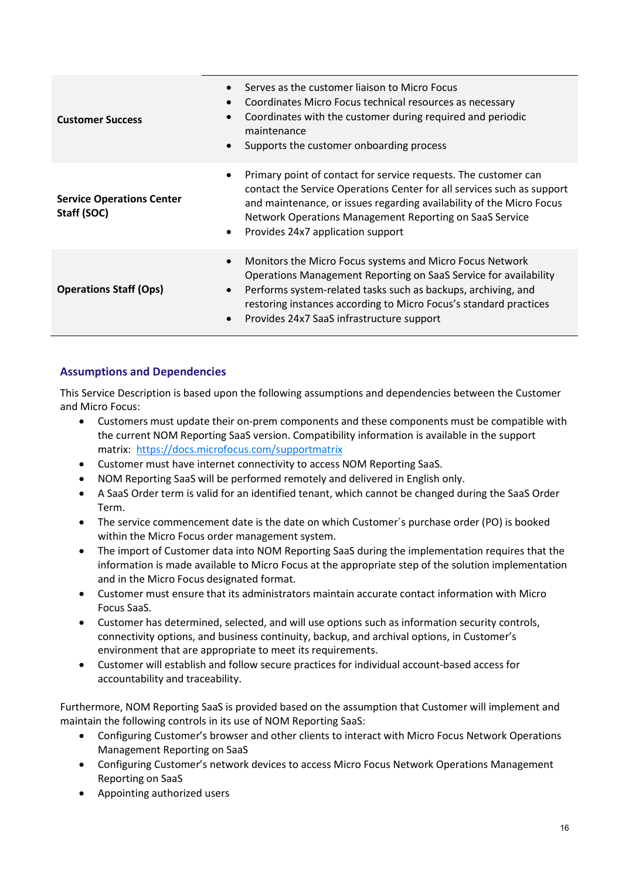| | |
|---|---|
| **Customer Success** | • Serves as the customer liaison to Micro Focus<br>• Coordinates Micro Focus technical resources as necessary<br>• Coordinates with the customer during required and periodic maintenance<br>• Supports the customer onboarding process |
| **Service Operations Center Staff (SOC)** | • Primary point of contact for service requests. The customer can contact the Service Operations Center for all services such as support and maintenance, or issues regarding availability of the Micro Focus Network Operations Management Reporting on SaaS Service<br>• Provides 24x7 application support |
| **Operations Staff (Ops)** | • Monitors the Micro Focus systems and Micro Focus Network Operations Management Reporting on SaaS Service for availability<br>• Performs system-related tasks such as backups, archiving, and restoring instances according to Micro Focus's standard practices<br>• Provides 24x7 SaaS infrastructure support |

## Assumptions and Dependencies

This Service Description is based upon the following assumptions and dependencies between the Customer and Micro Focus:

- Customers must update their on-prem components and these components must be compatible with the current NOM Reporting SaaS version. Compatibility information is available in the support matrix: [https://docs.microfocus.com/supportmatrix](https://docs.microfocus.com/supportmatrix)
- Customer must have internet connectivity to access NOM Reporting SaaS.
- NOM Reporting SaaS will be performed remotely and delivered in English only.
- A SaaS Order term is valid for an identified tenant, which cannot be changed during the SaaS Order Term.
- The service commencement date is the date on which Customer´s purchase order (PO) is booked within the Micro Focus order management system.
- The import of Customer data into NOM Reporting SaaS during the implementation requires that the information is made available to Micro Focus at the appropriate step of the solution implementation and in the Micro Focus designated format.
- Customer must ensure that its administrators maintain accurate contact information with Micro Focus SaaS.
- Customer has determined, selected, and will use options such as information security controls, connectivity options, and business continuity, backup, and archival options, in Customer's environment that are appropriate to meet its requirements.
- Customer will establish and follow secure practices for individual account-based access for accountability and traceability.

Furthermore, NOM Reporting SaaS is provided based on the assumption that Customer will implement and maintain the following controls in its use of NOM Reporting SaaS:

- Configuring Customer's browser and other clients to interact with Micro Focus Network Operations Management Reporting on SaaS
- Configuring Customer's network devices to access Micro Focus Network Operations Management Reporting on SaaS
- Appointing authorized users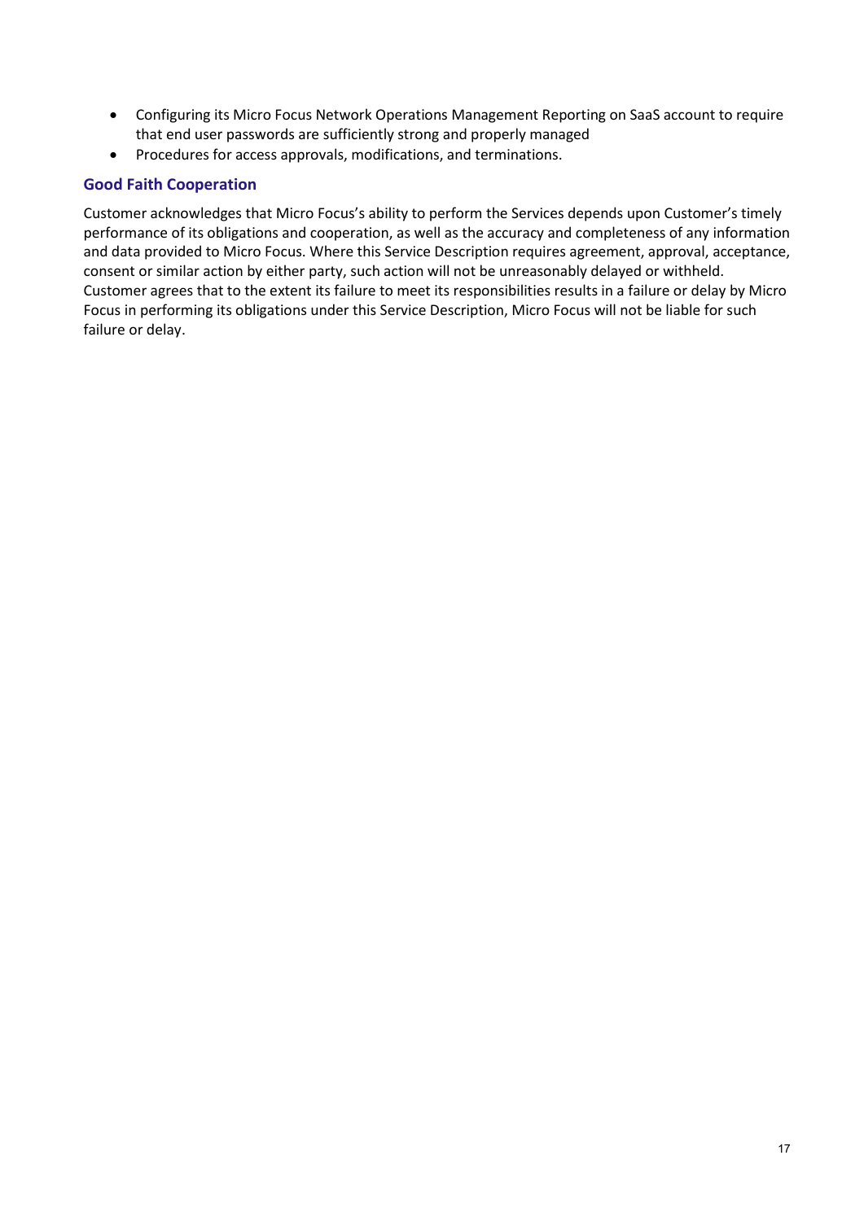- Configuring its Micro Focus Network Operations Management Reporting on SaaS account to require that end user passwords are sufficiently strong and properly managed
- Procedures for access approvals, modifications, and terminations.

### Good Faith Cooperation

Customer acknowledges that Micro Focus's ability to perform the Services depends upon Customer's timely performance of its obligations and cooperation, as well as the accuracy and completeness of any information and data provided to Micro Focus. Where this Service Description requires agreement, approval, acceptance, consent or similar action by either party, such action will not be unreasonably delayed or withheld. Customer agrees that to the extent its failure to meet its responsibilities results in a failure or delay by Micro Focus in performing its obligations under this Service Description, Micro Focus will not be liable for such failure or delay.